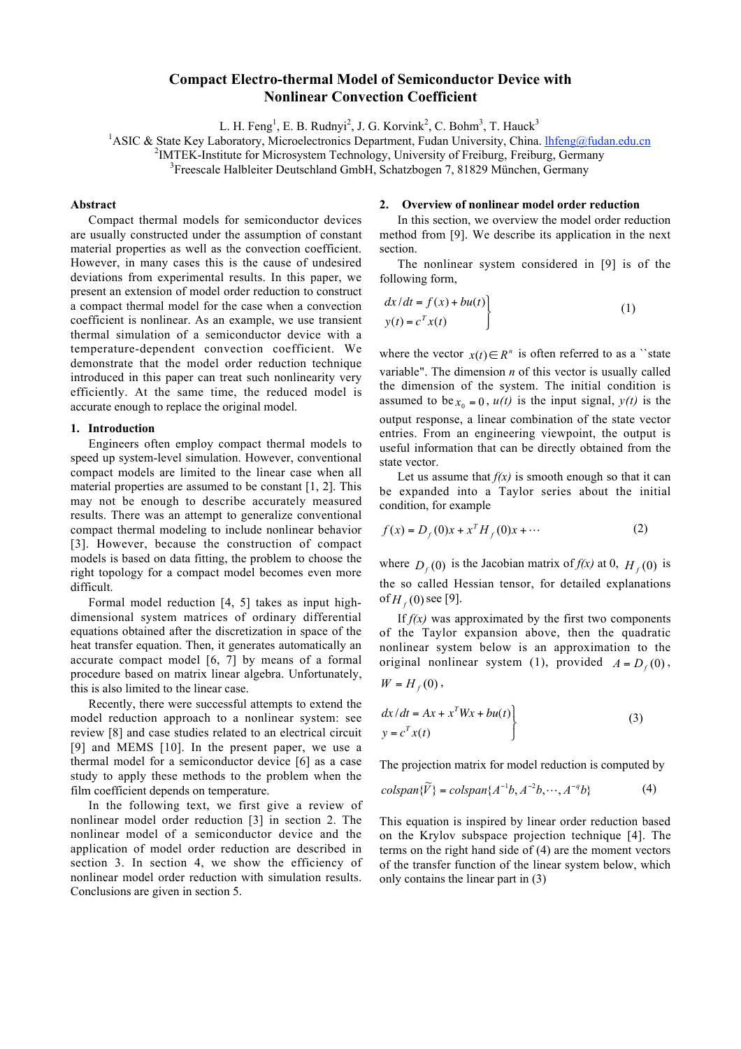# Compact Electro-thermal Model of Semiconductor Device with Nonlinear Convection Coefficient

L. H. Feng[1], E. B. Rudnyi[2], J. G. Korvink[2], C. Bohm[3], T. Hauck[3]

[1]ASIC & State Key Laboratory, Microelectronics Department, Fudan University, China. lhfeng@fudan.edu.cn

[2]IMTEK-Institute for Microsystem Technology, University of Freiburg, Freiburg, Germany

[3]Freescale Halbleiter Deutschland GmbH, Schatzbogen 7, 81829 München, Germany

## Abstract

Compact thermal models for semiconductor devices are usually constructed under the assumption of constant material properties as well as the convection coefficient. However, in many cases this is the cause of undesired deviations from experimental results. In this paper, we present an extension of model order reduction to construct a compact thermal model for the case when a convection coefficient is nonlinear. As an example, we use transient thermal simulation of a semiconductor device with a temperature-dependent convection coefficient. We demonstrate that the model order reduction technique introduced in this paper can treat such nonlinearity very efficiently. At the same time, the reduced model is accurate enough to replace the original model.

## 1. Introduction

Engineers often employ compact thermal models to speed up system-level simulation. However, conventional compact models are limited to the linear case when all material properties are assumed to be constant [1, 2]. This may not be enough to describe accurately measured results. There was an attempt to generalize conventional compact thermal modeling to include nonlinear behavior [3]. However, because the construction of compact models is based on data fitting, the problem to choose the right topology for a compact model becomes even more difficult.

Formal model reduction [4, 5] takes as input high-dimensional system matrices of ordinary differential equations obtained after the discretization in space of the heat transfer equation. Then, it generates automatically an accurate compact model [6, 7] by means of a formal procedure based on matrix linear algebra. Unfortunately, this is also limited to the linear case.

Recently, there were successful attempts to extend the model reduction approach to a nonlinear system: see review [8] and case studies related to an electrical circuit [9] and MEMS [10]. In the present paper, we use a thermal model for a semiconductor device [6] as a case study to apply these methods to the problem when the film coefficient depends on temperature.

In the following text, we first give a review of nonlinear model order reduction [3] in section 2. The nonlinear model of a semiconductor device and the application of model order reduction are described in section 3. In section 4, we show the efficiency of nonlinear model order reduction with simulation results. Conclusions are given in section 5.

## 2. Overview of nonlinear model order reduction

In this section, we overview the model order reduction method from [9]. We describe its application in the next section.

The nonlinear system considered in [9] is of the following form,

$$\left.\begin{aligned} dx/dt &= f(x) + bu(t) \\ y(t) &= c^T x(t) \end{aligned}\right\} \qquad (1)$$

where the vector $x(t) \in R^n$ is often referred to as a ``state variable". The dimension $n$ of this vector is usually called the dimension of the system. The initial condition is assumed to be $x_0 = 0$, $u(t)$ is the input signal, $y(t)$ is the output response, a linear combination of the state vector entries. From an engineering viewpoint, the output is useful information that can be directly obtained from the state vector.

Let us assume that $f(x)$ is smooth enough so that it can be expanded into a Taylor series about the initial condition, for example

$$f(x) = D_f(0)x + x^T H_f(0)x + \cdots \qquad (2)$$

where $D_f(0)$ is the Jacobian matrix of $f(x)$ at 0, $H_f(0)$ is the so called Hessian tensor, for detailed explanations of $H_f(0)$ see [9].

If $f(x)$ was approximated by the first two components of the Taylor expansion above, then the quadratic nonlinear system below is an approximation to the original nonlinear system (1), provided $A = D_f(0)$, $W = H_f(0)$,

$$\left.\begin{aligned} dx/dt &= Ax + x^T Wx + bu(t) \\ y &= c^T x(t) \end{aligned}\right\} \qquad (3)$$

The projection matrix for model reduction is computed by

$$colspan\{\widetilde{V}\} = colspan\{A^{-1}b, A^{-2}b, \cdots, A^{-q}b\} \qquad (4)$$

This equation is inspired by linear order reduction based on the Krylov subspace projection technique [4]. The terms on the right hand side of (4) are the moment vectors of the transfer function of the linear system below, which only contains the linear part in (3)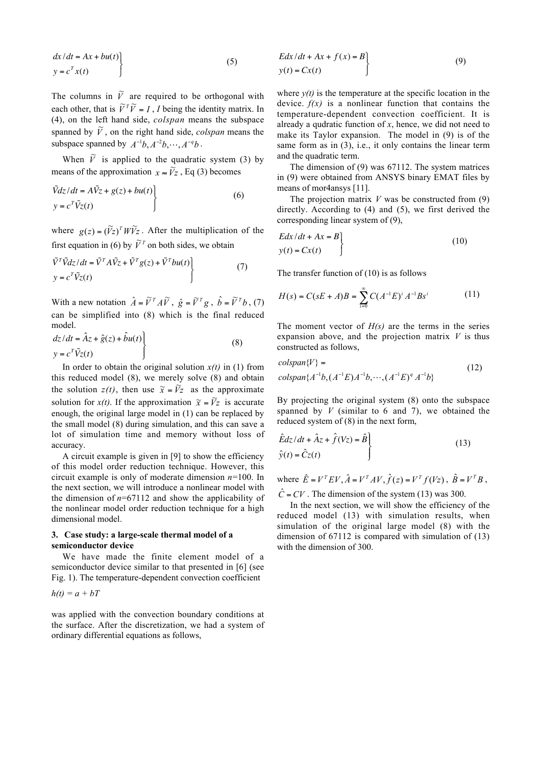$$
\left.\begin{aligned}
dx/dt &= Ax + bu(t) \\
y &= c^T x(t)
\end{aligned}\right\} \tag{5}
$$

The columns in $\widetilde{V}$ are required to be orthogonal with each other, that is $\widetilde{V}^T\widetilde{V} = I$, $I$ being the identity matrix. In (4), on the left hand side, *colspan* means the subspace spanned by $\widetilde{V}$, on the right hand side, *colspan* means the subspace spanned by $A^{-1}b, A^{-2}b, \cdots, A^{-q}b$.

When $\widetilde{V}$ is applied to the quadratic system (3) by means of the approximation $x \approx \widetilde{V}z$, Eq (3) becomes

$$
\left.\begin{aligned}
\tilde{V}dz/dt &= A\tilde{V}z + g(z) + bu(t) \\
y &= c^T\tilde{V}z(t)
\end{aligned}\right\} \tag{6}
$$

where $g(z) = (\widetilde{V}z)^T W \widetilde{V}z$. After the multiplication of the first equation in (6) by $\widetilde{V}^T$ on both sides, we obtain

$$
\left.\begin{aligned}
\tilde{V}^T\tilde{V}dz/dt &= \tilde{V}^T A\tilde{V}z + \tilde{V}^T g(z) + \tilde{V}^T bu(t) \\
y &= c^T\tilde{V}z(t)
\end{aligned}\right\} \tag{7}
$$

With a new notation $\hat{A} = \widetilde{V}^T A \widetilde{V}$, $\hat{g} = \widetilde{V}^T g$, $\hat{b} = \widetilde{V}^T b$, (7) can be simplified into (8) which is the final reduced model.

$$
\left.\begin{aligned}
dz/dt &= \hat{A}z + \hat{g}(z) + \hat{b}u(t) \\
y &= c^T\tilde{V}z(t)
\end{aligned}\right\} \tag{8}
$$

In order to obtain the original solution $x(t)$ in (1) from this reduced model (8), we merely solve (8) and obtain the solution $z(t)$, then use $\widetilde{x} = \widetilde{V}z$ as the approximate solution for $x(t)$. If the approximation $\widetilde{x} = \widetilde{V}z$ is accurate enough, the original large model in (1) can be replaced by the small model (8) during simulation, and this can save a lot of simulation time and memory without loss of accuracy.

A circuit example is given in [9] to show the efficiency of this model order reduction technique. However, this circuit example is only of moderate dimension $n$=100. In the next section, we will introduce a nonlinear model with the dimension of $n$=67112 and show the applicability of the nonlinear model order reduction technique for a high dimensional model.

### 3. Case study: a large-scale thermal model of a semiconductor device

We have made the finite element model of a semiconductor device similar to that presented in [6] (see Fig. 1). The temperature-dependent convection coefficient

$h(t) = a + bT$

was applied with the convection boundary conditions at the surface. After the discretization, we had a system of ordinary differential equations as follows,

$$
\left.\begin{aligned}
Edx/dt + Ax + f(x) &= B \\
y(t) &= Cx(t)
\end{aligned}\right\} \tag{9}
$$

where $y(t)$ is the temperature at the specific location in the device. $f(x)$ is a nonlinear function that contains the temperature-dependent convection coefficient. It is already a qudratic function of $x$, hence, we did not need to make its Taylor expansion. The model in (9) is of the same form as in (3), i.e., it only contains the linear term and the quadratic term.

The dimension of (9) was 67112. The system matrices in (9) were obtained from ANSYS binary EMAT files by means of mor4ansys [11].

The projection matrix $V$ was be constructed from (9) directly. According to (4) and (5), we first derived the corresponding linear system of (9),

$$
\left.\begin{aligned}
Edx/dt + Ax &= B \\
y(t) &= Cx(t)
\end{aligned}\right\} \tag{10}
$$

The transfer function of (10) is as follows

$$
H(s) = C(sE + A)B = \sum_{i=0}^{\infty} C(A^{-1}E)^i A^{-1}Bs^i \tag{11}
$$

The moment vector of $H(s)$ are the terms in the series expansion above, and the projection matrix $V$ is thus constructed as follows,

$$
\begin{aligned}
&colspan\{V\} = \\
&colspan\{A^{-1}b, (A^{-1}E)A^{-1}b, \cdots, (A^{-1}E)^q A^{-1}b\}
\end{aligned} \tag{12}
$$

By projecting the original system (8) onto the subspace spanned by $V$ (similar to 6 and 7), we obtained the reduced system of (8) in the next form,

$$
\left.\begin{aligned}
\hat{E}dz/dt + \hat{A}z + \hat{f}(Vz) &= \hat{B} \\
\hat{y}(t) &= \hat{C}z(t)
\end{aligned}\right\} \tag{13}
$$

where $\hat{E} = V^T EV, \hat{A} = V^T AV, \hat{f}(z) = V^T f(Vz)$, $\hat{B} = V^T B$, $\hat{C} = CV$. The dimension of the system (13) was 300.

In the next section, we will show the efficiency of the reduced model (13) with simulation results, when simulation of the original large model (8) with the dimension of 67112 is compared with simulation of (13) with the dimension of 300.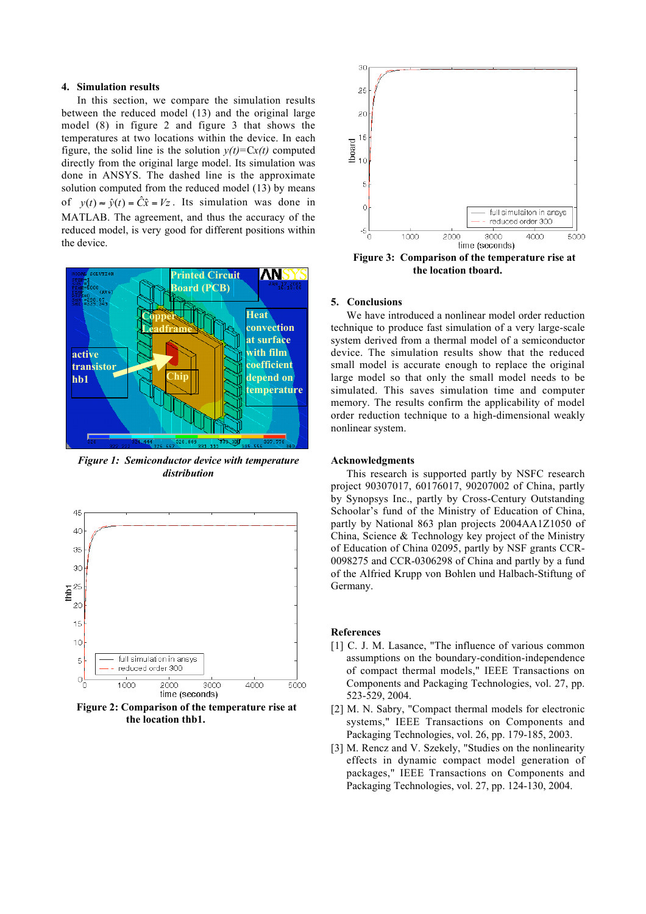## 4. Simulation results

In this section, we compare the simulation results between the reduced model (13) and the original large model (8) in figure 2 and figure 3 that shows the temperatures at two locations within the device. In each figure, the solid line is the solution $y(t)=Cx(t)$ computed directly from the original large model. Its simulation was done in ANSYS. The dashed line is the approximate solution computed from the reduced model (13) by means of $y(t) \approx \hat{y}(t) = \hat{C}\hat{x} = Vz$. Its simulation was done in MATLAB. The agreement, and thus the accuracy of the reduced model, is very good for different positions within the device.

*Figure 1: Semiconductor device with temperature distribution*

**Figure 2: Comparison of the temperature rise at the location thb1.**

**Figure 3: Comparison of the temperature rise at the location tboard.**

## 5. Conclusions

We have introduced a nonlinear model order reduction technique to produce fast simulation of a very large-scale system derived from a thermal model of a semiconductor device. The simulation results show that the reduced small model is accurate enough to replace the original large model so that only the small model needs to be simulated. This saves simulation time and computer memory. The results confirm the applicability of model order reduction technique to a high-dimensional weakly nonlinear system.

## Acknowledgments

This research is supported partly by NSFC research project 90307017, 60176017, 90207002 of China, partly by Synopsys Inc., partly by Cross-Century Outstanding Schoolar's fund of the Ministry of Education of China, partly by National 863 plan projects 2004AA1Z1050 of China, Science & Technology key project of the Ministry of Education of China 02095, partly by NSF grants CCR-0098275 and CCR-0306298 of China and partly by a fund of the Alfried Krupp von Bohlen und Halbach-Stiftung of Germany.

## References

[1] C. J. M. Lasance, "The influence of various common assumptions on the boundary-condition-independence of compact thermal models," IEEE Transactions on Components and Packaging Technologies, vol. 27, pp. 523-529, 2004.

[2] M. N. Sabry, "Compact thermal models for electronic systems," IEEE Transactions on Components and Packaging Technologies, vol. 26, pp. 179-185, 2003.

[3] M. Rencz and V. Szekely, "Studies on the nonlinearity effects in dynamic compact model generation of packages," IEEE Transactions on Components and Packaging Technologies, vol. 27, pp. 124-130, 2004.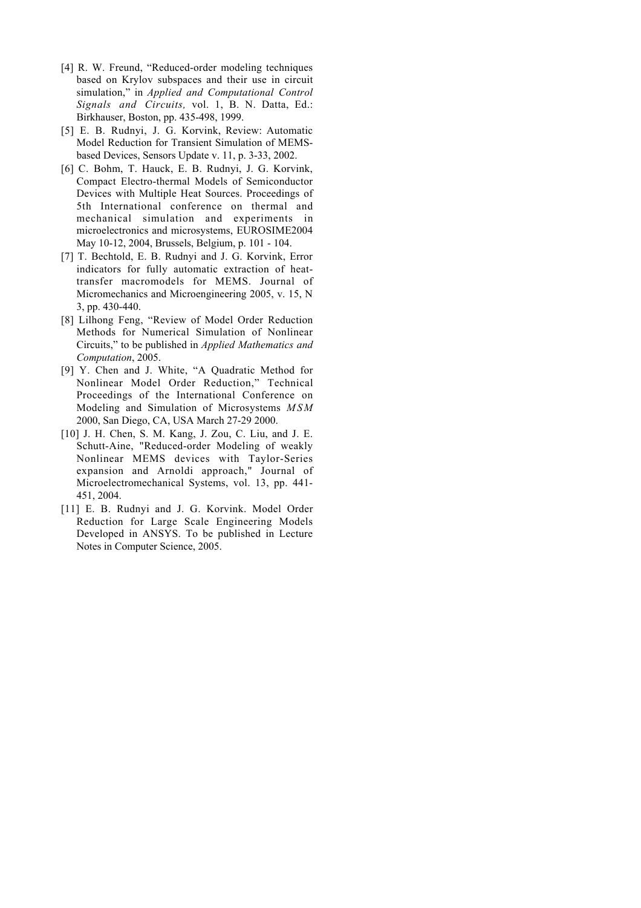[4] R. W. Freund, "Reduced-order modeling techniques based on Krylov subspaces and their use in circuit simulation," in *Applied and Computational Control Signals and Circuits,* vol. 1, B. N. Datta, Ed.: Birkhauser, Boston, pp. 435-498, 1999.

[5] E. B. Rudnyi, J. G. Korvink, Review: Automatic Model Reduction for Transient Simulation of MEMS-based Devices, Sensors Update v. 11, p. 3-33, 2002.

[6] C. Bohm, T. Hauck, E. B. Rudnyi, J. G. Korvink, Compact Electro-thermal Models of Semiconductor Devices with Multiple Heat Sources. Proceedings of 5th International conference on thermal and mechanical simulation and experiments in microelectronics and microsystems, EUROSIME2004 May 10-12, 2004, Brussels, Belgium, p. 101 - 104.

[7] T. Bechtold, E. B. Rudnyi and J. G. Korvink, Error indicators for fully automatic extraction of heat-transfer macromodels for MEMS. Journal of Micromechanics and Microengineering 2005, v. 15, N 3, pp. 430-440.

[8] Lilhong Feng, "Review of Model Order Reduction Methods for Numerical Simulation of Nonlinear Circuits," to be published in *Applied Mathematics and Computation*, 2005.

[9] Y. Chen and J. White, "A Quadratic Method for Nonlinear Model Order Reduction," Technical Proceedings of the International Conference on Modeling and Simulation of Microsystems *MSM* 2000, San Diego, CA, USA March 27-29 2000.

[10] J. H. Chen, S. M. Kang, J. Zou, C. Liu, and J. E. Schutt-Aine, "Reduced-order Modeling of weakly Nonlinear MEMS devices with Taylor-Series expansion and Arnoldi approach," Journal of Microelectromechanical Systems, vol. 13, pp. 441-451, 2004.

[11] E. B. Rudnyi and J. G. Korvink. Model Order Reduction for Large Scale Engineering Models Developed in ANSYS. To be published in Lecture Notes in Computer Science, 2005.